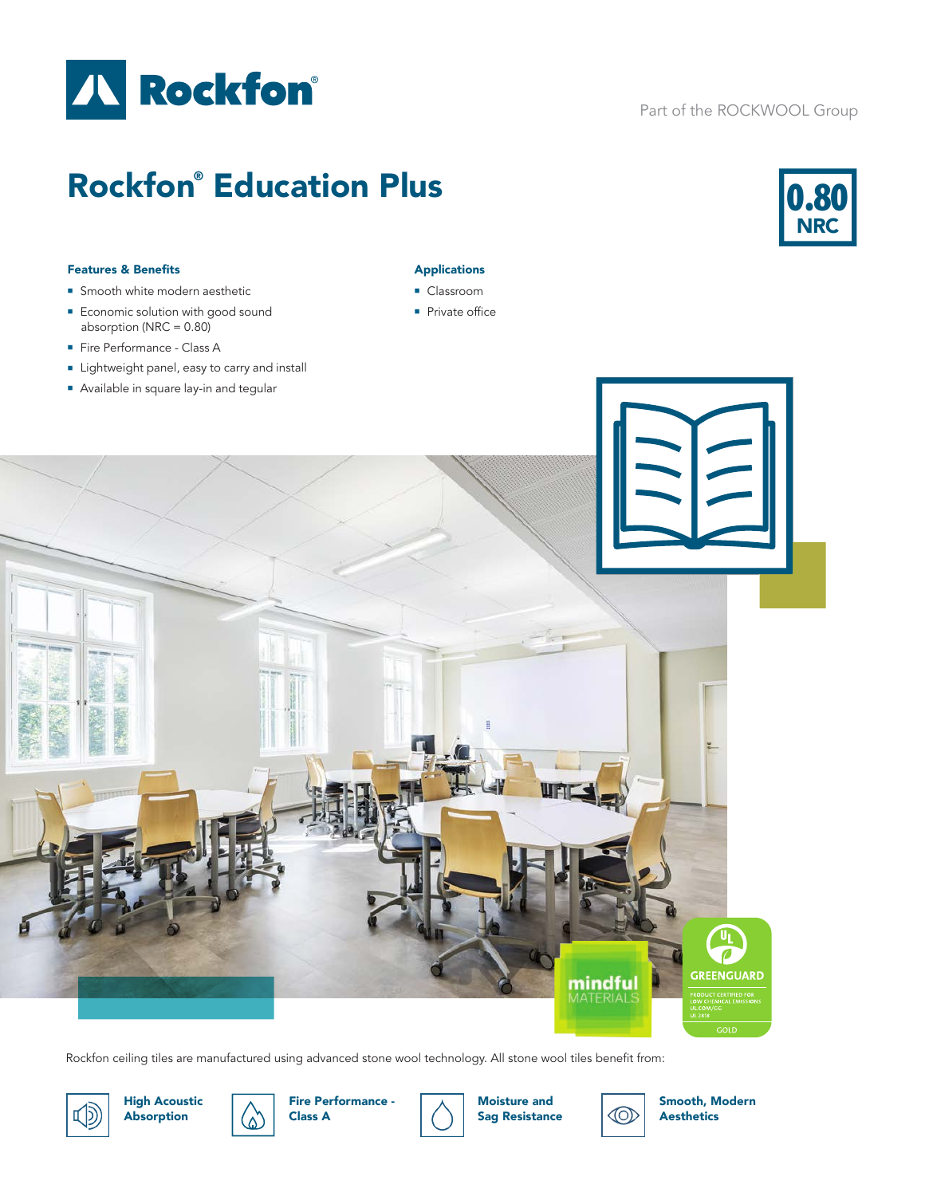Rockfon

Part of the ROCKWOOL Group

# Rockfon® Education Plus

**0.80 NRC**

### Features & Benefits

- Smooth white modern aesthetic
- Economic solution with good sound absorption (NRC = 0.80)
- Fire Performance - Class A
- Lightweight panel, easy to carry and install
- Available in square lay-in and tegular

### Applications

- Classroom
- Private office

Rockfon ceiling tiles are manufactured using advanced stone wool technology. All stone wool tiles benefit from:

- **High Acoustic Absorption**
- **Fire Performance - Class A**
- **Moisture and Sag Resistance**
- **Smooth, Modern Aesthetics**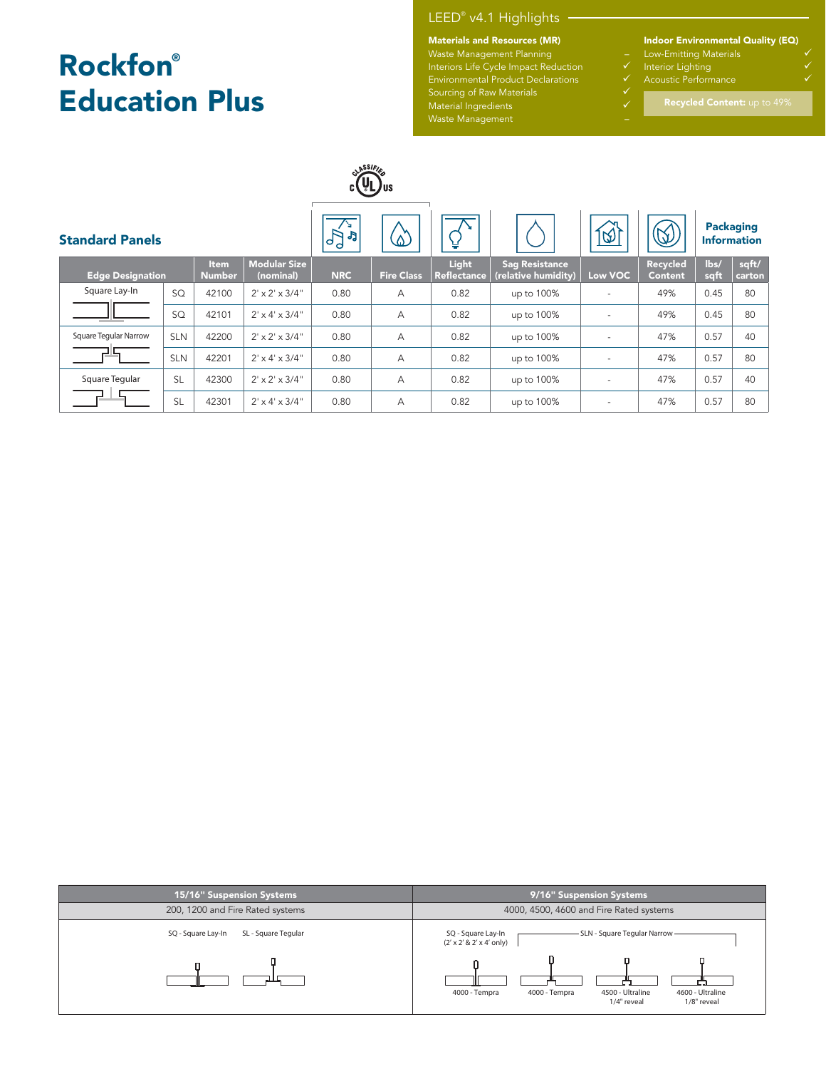# Rockfon® Education Plus

## LEED® v4.1 Highlights

**Materials and Resources (MR)**

| | |
|---|---|
| Waste Management Planning | – |
| Interiors Life Cycle Impact Reduction | ✓ |
| Environmental Product Declarations | ✓ |
| Sourcing of Raw Materials | ✓ |
| Material Ingredients | ✓ |
| Waste Management | – |

**Indoor Environmental Quality (EQ)**

| | |
|---|---|
| Low-Emitting Materials | ✓ |
| Interior Lighting | ✓ |
| Acoustic Performance | ✓ |

**Recycled Content:** up to 49%

## Standard Panels

| Edge Designation | | Item Number | Modular Size (nominal) | NRC | Fire Class | Light Reflectance | Sag Resistance (relative humidity) | Low VOC | Recycled Content | lbs/ sqft | sqft/ carton |
|---|---|---|---|---|---|---|---|---|---|---|---|
| Square Lay-In | SQ | 42100 | 2' x 2' x 3/4" | 0.80 | A | 0.82 | up to 100% | - | 49% | 0.45 | 80 |
| | SQ | 42101 | 2' x 4' x 3/4" | 0.80 | A | 0.82 | up to 100% | - | 49% | 0.45 | 80 |
| Square Tegular Narrow | SLN | 42200 | 2' x 2' x 3/4" | 0.80 | A | 0.82 | up to 100% | - | 47% | 0.57 | 40 |
| | SLN | 42201 | 2' x 4' x 3/4" | 0.80 | A | 0.82 | up to 100% | - | 47% | 0.57 | 80 |
| Square Tegular | SL | 42300 | 2' x 2' x 3/4" | 0.80 | A | 0.82 | up to 100% | - | 47% | 0.57 | 40 |
| | SL | 42301 | 2' x 4' x 3/4" | 0.80 | A | 0.82 | up to 100% | - | 47% | 0.57 | 80 |

Packaging Information: lbs/sqft, sqft/carton

| 15/16" Suspension Systems | 9/16" Suspension Systems |
|---|---|
| 200, 1200 and Fire Rated systems | 4000, 4500, 4600 and Fire Rated systems |
| SQ - Square Lay-In; SL - Square Tegular | SQ - Square Lay-In (2' x 2' & 2' x 4' only): 4000 - Tempra; SLN - Square Tegular Narrow: 4000 - Tempra, 4500 - Ultraline 1/4" reveal, 4600 - Ultraline 1/8" reveal |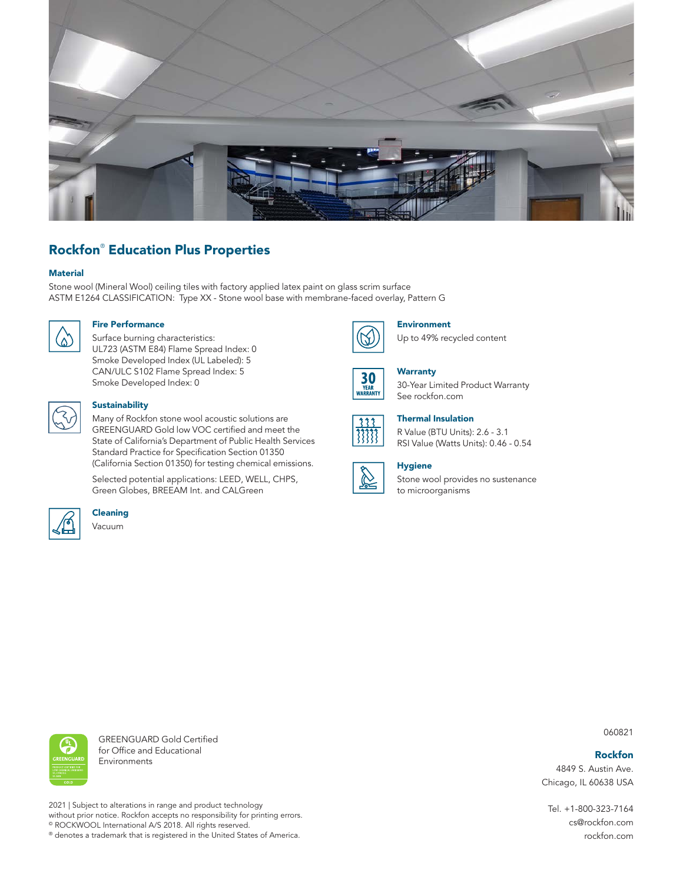## Rockfon® Education Plus Properties

### Material

Stone wool (Mineral Wool) ceiling tiles with factory applied latex paint on glass scrim surface
ASTM E1264 CLASSIFICATION: Type XX - Stone wool base with membrane-faced overlay, Pattern G

### Fire Performance

Surface burning characteristics:
UL723 (ASTM E84) Flame Spread Index: 0
Smoke Developed Index (UL Labeled): 5
CAN/ULC S102 Flame Spread Index: 5
Smoke Developed Index: 0

### Sustainability

Many of Rockfon stone wool acoustic solutions are GREENGUARD Gold low VOC certified and meet the State of California's Department of Public Health Services Standard Practice for Specification Section 01350 (California Section 01350) for testing chemical emissions.

Selected potential applications: LEED, WELL, CHPS, Green Globes, BREEAM Int. and CALGreen

### Cleaning

Vacuum

### Environment

Up to 49% recycled content

### Warranty

30-Year Limited Product Warranty
See rockfon.com

### Thermal Insulation

R Value (BTU Units): 2.6 - 3.1
RSI Value (Watts Units): 0.46 - 0.54

### Hygiene

Stone wool provides no sustenance to microorganisms

GREENGUARD Gold Certified for Office and Educational Environments

060821

**Rockfon**
4849 S. Austin Ave.
Chicago, IL 60638 USA

Tel. +1-800-323-7164
cs@rockfon.com
rockfon.com

2021 | Subject to alterations in range and product technology without prior notice. Rockfon accepts no responsibility for printing errors.
© ROCKWOOL International A/S 2018. All rights reserved.
® denotes a trademark that is registered in the United States of America.